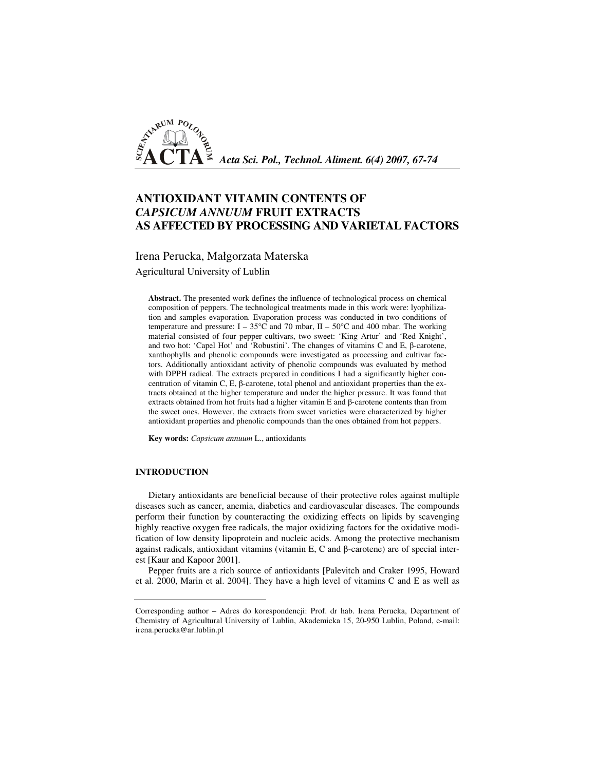# ANTIOXIDANT VITAMIN CONTENTS OF *CAPSICUM ANNUUM* FRUIT EXTRACTS AS AFFECTED BY PROCESSING AND VARIETAL FACTORS

Irena Perucka, Małgorzata Materska

Agricultural University of Lublin

**Abstract.** The presented work defines the influence of technological process on chemical composition of peppers. The technological treatments made in this work were: lyophilization and samples evaporation. Evaporation process was conducted in two conditions of temperature and pressure: I – 35°C and 70 mbar, II – 50°C and 400 mbar. The working material consisted of four pepper cultivars, two sweet: 'King Artur' and 'Red Knight', and two hot: 'Capel Hot' and 'Robustini'. The changes of vitamins C and E, β-carotene, xanthophylls and phenolic compounds were investigated as processing and cultivar factors. Additionally antioxidant activity of phenolic compounds was evaluated by method with DPPH radical. The extracts prepared in conditions I had a significantly higher concentration of vitamin C, E, β-carotene, total phenol and antioxidant properties than the extracts obtained at the higher temperature and under the higher pressure. It was found that extracts obtained from hot fruits had a higher vitamin E and β-carotene contents than from the sweet ones. However, the extracts from sweet varieties were characterized by higher antioxidant properties and phenolic compounds than the ones obtained from hot peppers.

**Key words:** *Capsicum annuum* L., antioxidants

## INTRODUCTION

Dietary antioxidants are beneficial because of their protective roles against multiple diseases such as cancer, anemia, diabetics and cardiovascular diseases. The compounds perform their function by counteracting the oxidizing effects on lipids by scavenging highly reactive oxygen free radicals, the major oxidizing factors for the oxidative modification of low density lipoprotein and nucleic acids. Among the protective mechanism against radicals, antioxidant vitamins (vitamin E, C and β-carotene) are of special interest [Kaur and Kapoor 2001].

Pepper fruits are a rich source of antioxidants [Palevitch and Craker 1995, Howard et al. 2000, Marin et al. 2004]. They have a high level of vitamins C and E as well as

---

Corresponding author – Adres do korespondencji: Prof. dr hab. Irena Perucka, Department of Chemistry of Agricultural University of Lublin, Akademicka 15, 20-950 Lublin, Poland, e-mail: irena.perucka@ar.lublin.pl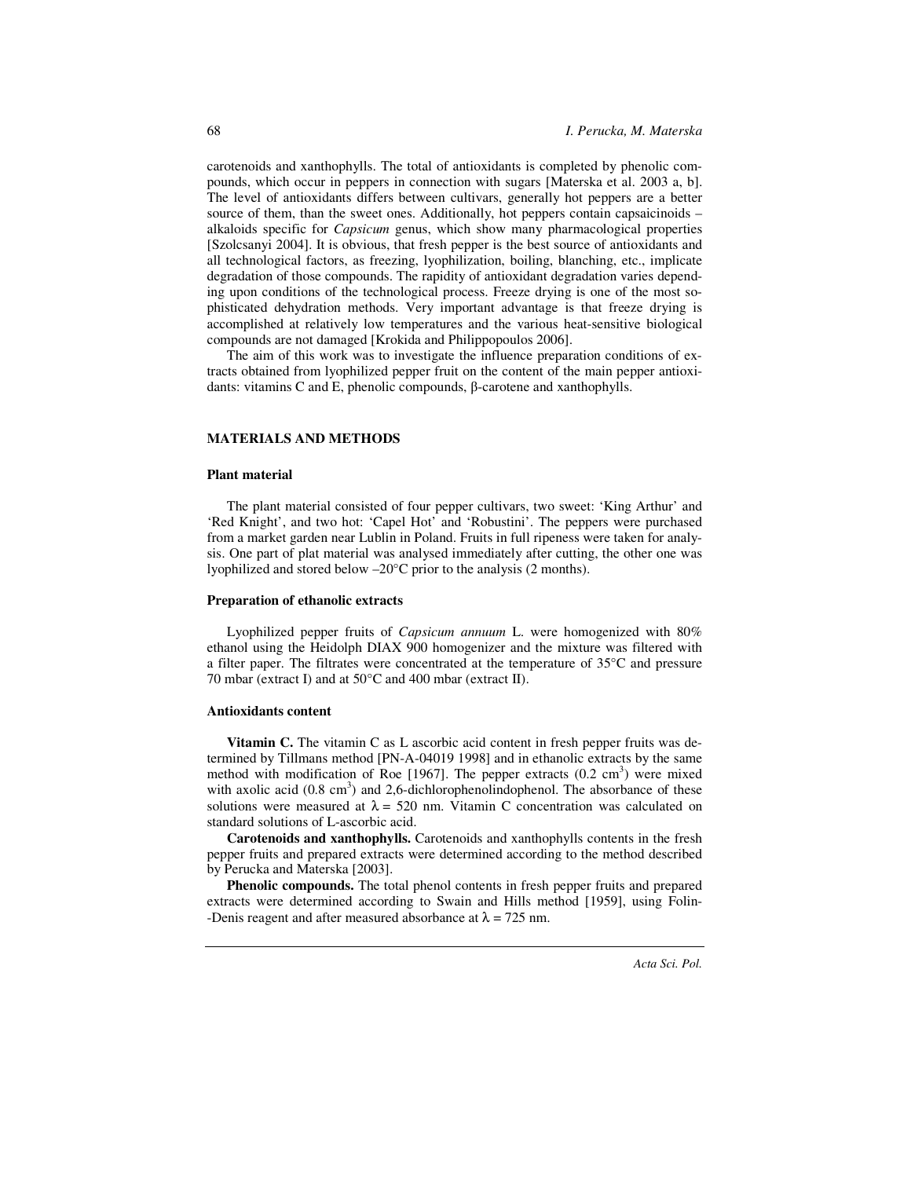carotenoids and xanthophylls. The total of antioxidants is completed by phenolic compounds, which occur in peppers in connection with sugars [Materska et al. 2003 a, b]. The level of antioxidants differs between cultivars, generally hot peppers are a better source of them, than the sweet ones. Additionally, hot peppers contain capsaicinoids – alkaloids specific for *Capsicum* genus, which show many pharmacological properties [Szolcsanyi 2004]. It is obvious, that fresh pepper is the best source of antioxidants and all technological factors, as freezing, lyophilization, boiling, blanching, etc., implicate degradation of those compounds. The rapidity of antioxidant degradation varies depending upon conditions of the technological process. Freeze drying is one of the most sophisticated dehydration methods. Very important advantage is that freeze drying is accomplished at relatively low temperatures and the various heat-sensitive biological compounds are not damaged [Krokida and Philippopoulos 2006].

The aim of this work was to investigate the influence preparation conditions of extracts obtained from lyophilized pepper fruit on the content of the main pepper antioxidants: vitamins C and E, phenolic compounds, β-carotene and xanthophylls.

## MATERIALS AND METHODS

### Plant material

The plant material consisted of four pepper cultivars, two sweet: 'King Arthur' and 'Red Knight', and two hot: 'Capel Hot' and 'Robustini'. The peppers were purchased from a market garden near Lublin in Poland. Fruits in full ripeness were taken for analysis. One part of plat material was analysed immediately after cutting, the other one was lyophilized and stored below –20°C prior to the analysis (2 months).

### Preparation of ethanolic extracts

Lyophilized pepper fruits of *Capsicum annuum* L. were homogenized with 80% ethanol using the Heidolph DIAX 900 homogenizer and the mixture was filtered with a filter paper. The filtrates were concentrated at the temperature of 35°C and pressure 70 mbar (extract I) and at 50°C and 400 mbar (extract II).

### Antioxidants content

**Vitamin C.** The vitamin C as L ascorbic acid content in fresh pepper fruits was determined by Tillmans method [PN-A-04019 1998] and in ethanolic extracts by the same method with modification of Roe [1967]. The pepper extracts (0.2 $cm^3$) were mixed with axolic acid (0.8 $cm^3$) and 2,6-dichlorophenolindophenol. The absorbance of these solutions were measured at $\lambda = 520$ nm. Vitamin C concentration was calculated on standard solutions of L-ascorbic acid.

**Carotenoids and xanthophylls.** Carotenoids and xanthophylls contents in the fresh pepper fruits and prepared extracts were determined according to the method described by Perucka and Materska [2003].

**Phenolic compounds.** The total phenol contents in fresh pepper fruits and prepared extracts were determined according to Swain and Hills method [1959], using Folin--Denis reagent and after measured absorbance at $\lambda = 725$ nm.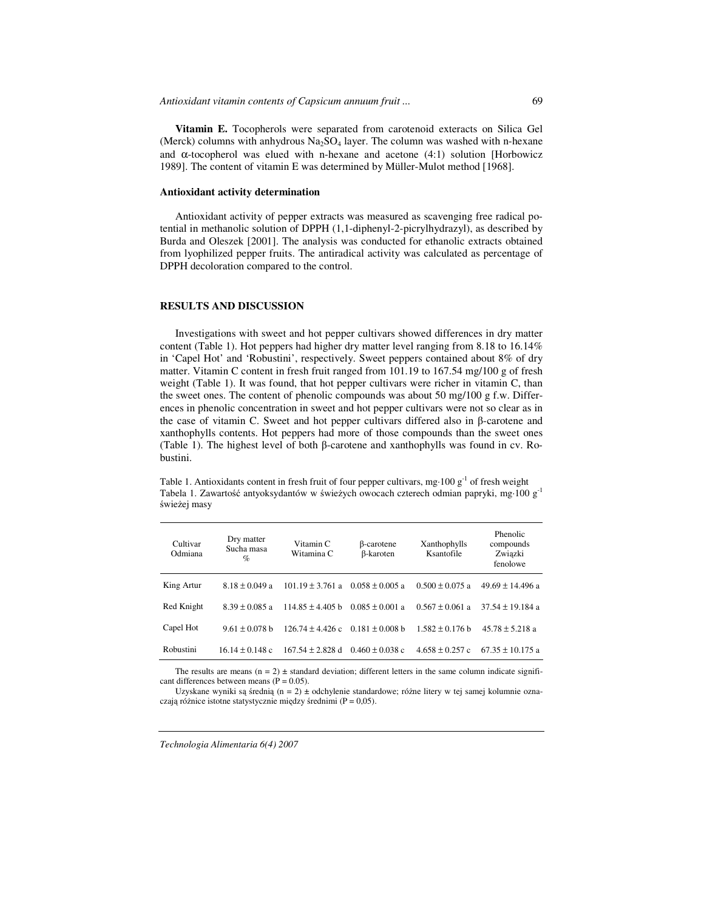**Vitamin E.** Tocopherols were separated from carotenoid exteracts on Silica Gel (Merck) columns with anhydrous $Na_2SO_4$ layer. The column was washed with n-hexane and $\alpha$-tocopherol was elued with n-hexane and acetone (4:1) solution [Horbowicz 1989]. The content of vitamin E was determined by Müller-Mulot method [1968].

### Antioxidant activity determination

Antioxidant activity of pepper extracts was measured as scavenging free radical potential in methanolic solution of DPPH (1,1-diphenyl-2-picrylhydrazyl), as described by Burda and Oleszek [2001]. The analysis was conducted for ethanolic extracts obtained from lyophilized pepper fruits. The antiradical activity was calculated as percentage of DPPH decoloration compared to the control.

## RESULTS AND DISCUSSION

Investigations with sweet and hot pepper cultivars showed differences in dry matter content (Table 1). Hot peppers had higher dry matter level ranging from 8.18 to 16.14% in 'Capel Hot' and 'Robustini', respectively. Sweet peppers contained about 8% of dry matter. Vitamin C content in fresh fruit ranged from 101.19 to 167.54 mg/100 g of fresh weight (Table 1). It was found, that hot pepper cultivars were richer in vitamin C, than the sweet ones. The content of phenolic compounds was about 50 mg/100 g f.w. Differences in phenolic concentration in sweet and hot pepper cultivars were not so clear as in the case of vitamin C. Sweet and hot pepper cultivars differed also in β-carotene and xanthophylls contents. Hot peppers had more of those compounds than the sweet ones (Table 1). The highest level of both β-carotene and xanthophylls was found in cv. Robustini.

Table 1. Antioxidants content in fresh fruit of four pepper cultivars, $mg \cdot 100\ g^{-1}$ of fresh weight
Tabela 1. Zawartość antyoksydantów w świeżych owocach czterech odmian papryki, $mg \cdot 100\ g^{-1}$ świeżej masy

| Cultivar Odmiana | Dry matter Sucha masa % | Vitamin C Witamina C | β-carotene β-karoten | Xanthophylls Ksantofile | Phenolic compounds Związki fenolowe |
|---|---|---|---|---|---|
| King Artur | 8.18 ± 0.049 a | 101.19 ± 3.761 a | 0.058 ± 0.005 a | 0.500 ± 0.075 a | 49.69 ± 14.496 a |
| Red Knight | 8.39 ± 0.085 a | 114.85 ± 4.405 b | 0.085 ± 0.001 a | 0.567 ± 0.061 a | 37.54 ± 19.184 a |
| Capel Hot | 9.61 ± 0.078 b | 126.74 ± 4.426 c | 0.181 ± 0.008 b | 1.582 ± 0.176 b | 45.78 ± 5.218 a |
| Robustini | 16.14 ± 0.148 c | 167.54 ± 2.828 d | 0.460 ± 0.038 c | 4.658 ± 0.257 c | 67.35 ± 10.175 a |

The results are means (n = 2) ± standard deviation; different letters in the same column indicate significant differences between means (P = 0.05).

Uzyskane wyniki są średnią (n = 2) ± odchylenie standardowe; różne litery w tej samej kolumnie oznaczają różnice istotne statystycznie między średnimi (P = 0,05).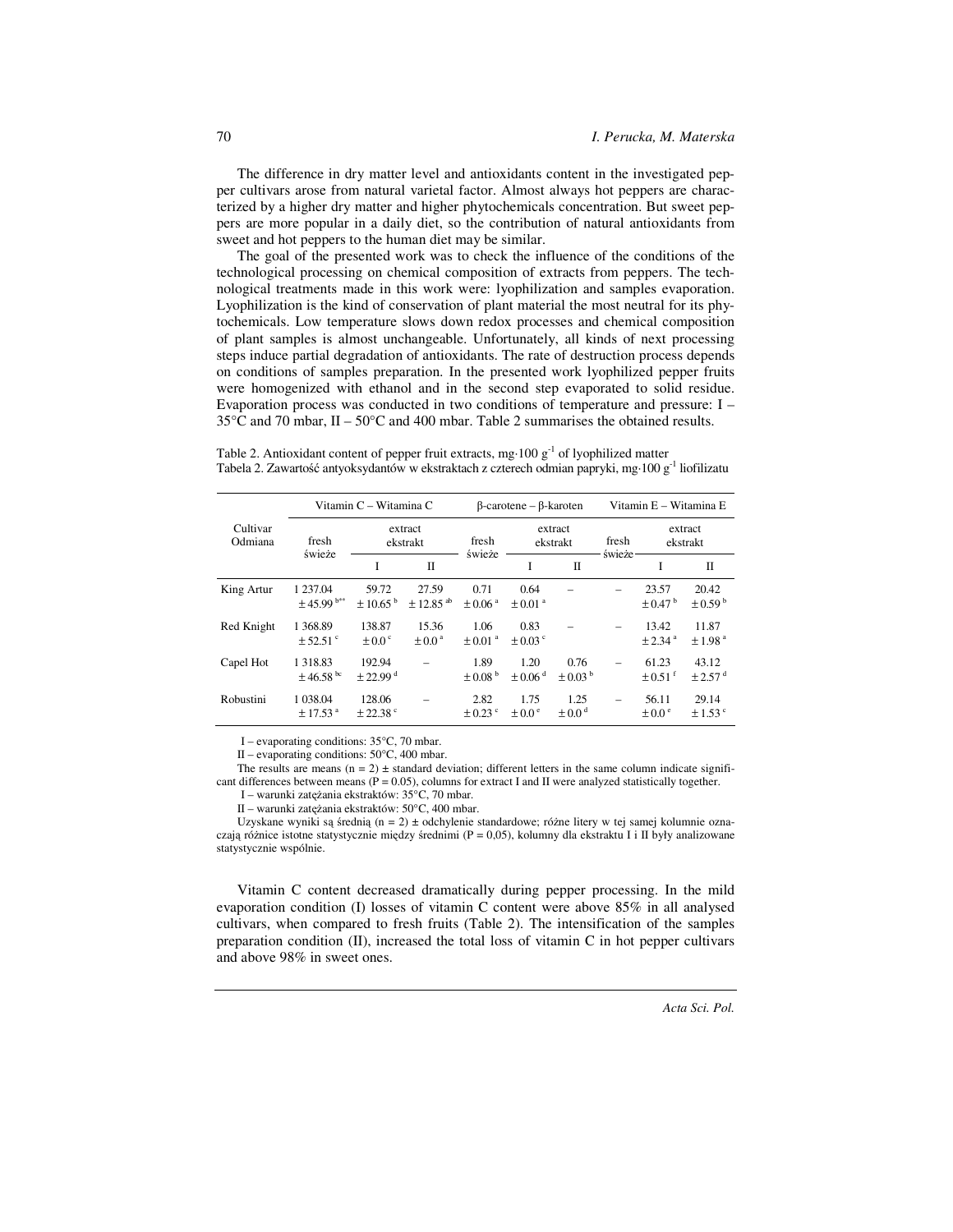The difference in dry matter level and antioxidants content in the investigated pepper cultivars arose from natural varietal factor. Almost always hot peppers are characterized by a higher dry matter and higher phytochemicals concentration. But sweet peppers are more popular in a daily diet, so the contribution of natural antioxidants from sweet and hot peppers to the human diet may be similar.

The goal of the presented work was to check the influence of the conditions of the technological processing on chemical composition of extracts from peppers. The technological treatments made in this work were: lyophilization and samples evaporation. Lyophilization is the kind of conservation of plant material the most neutral for its phytochemicals. Low temperature slows down redox processes and chemical composition of plant samples is almost unchangeable. Unfortunately, all kinds of next processing steps induce partial degradation of antioxidants. The rate of destruction process depends on conditions of samples preparation. In the presented work lyophilized pepper fruits were homogenized with ethanol and in the second step evaporated to solid residue. Evaporation process was conducted in two conditions of temperature and pressure: I – 35°C and 70 mbar, II – 50°C and 400 mbar. Table 2 summarises the obtained results.

Table 2. Antioxidant content of pepper fruit extracts, mg·100 $g^{-1}$ of lyophilized matter
Tabela 2. Zawartość antyoksydantów w ekstraktach z czterech odmian papryki, mg·100 $g^{-1}$ liofilizatu

| Cultivar Odmiana | Vitamin C – Witamina C | | | β-carotene – β-karoten | | | Vitamin E – Witamina E | | |
|---|---|---|---|---|---|---|---|---|---|
| | fresh świeże | extract ekstrakt | | fresh świeże | extract ekstrakt | | fresh świeże | extract ekstrakt | |
| | | I | II | | I | II | | I | II |
| King Artur | 1 237.04 ± 45.99 [b*] | 59.72 ± 10.65 [b] | 27.59 ± 12.85 [ab] | 0.71 ± 0.06 [a] | 0.64 ± 0.01 [a] | – | – | 23.57 ± 0.47 [b] | 20.42 ± 0.59 [b] |
| Red Knight | 1 368.89 ± 52.51 [c] | 138.87 ± 0.0 [c] | 15.36 ± 0.0 [a] | 1.06 ± 0.01 [a] | 0.83 ± 0.03 [c] | – | – | 13.42 ± 2.34 [a] | 11.87 ± 1.98 [a] |
| Capel Hot | 1 318.83 ± 46.58 [bc] | 192.94 ± 22.99 [d] | – | 1.89 ± 0.08 [b] | 1.20 ± 0.06 [d] | 0.76 ± 0.03 [b] | – | 61.23 ± 0.51 [f] | 43.12 ± 2.57 [d] |
| Robustini | 1 038.04 ± 17.53 [a] | 128.06 ± 22.38 [c] | – | 2.82 ± 0.23 [c] | 1.75 ± 0.0 [e] | 1.25 ± 0.0 [d] | – | 56.11 ± 0.0 [e] | 29.14 ± 1.53 [c] |

I – evaporating conditions: 35°C, 70 mbar.

II – evaporating conditions: 50°C, 400 mbar.

The results are means (n = 2) ± standard deviation; different letters in the same column indicate significant differences between means (P = 0.05), columns for extract I and II were analyzed statistically together.

I – warunki zatężania ekstraktów: 35°C, 70 mbar.

II – warunki zatężania ekstraktów: 50°C, 400 mbar.

Uzyskane wyniki są średnią (n = 2) ± odchylenie standardowe; różne litery w tej samej kolumnie oznaczają różnice istotne statystycznie między średnimi (P = 0,05), kolumny dla ekstraktu I i II były analizowane statystycznie wspólnie.

Vitamin C content decreased dramatically during pepper processing. In the mild evaporation condition (I) losses of vitamin C content were above 85% in all analysed cultivars, when compared to fresh fruits (Table 2). The intensification of the samples preparation condition (II), increased the total loss of vitamin C in hot pepper cultivars and above 98% in sweet ones.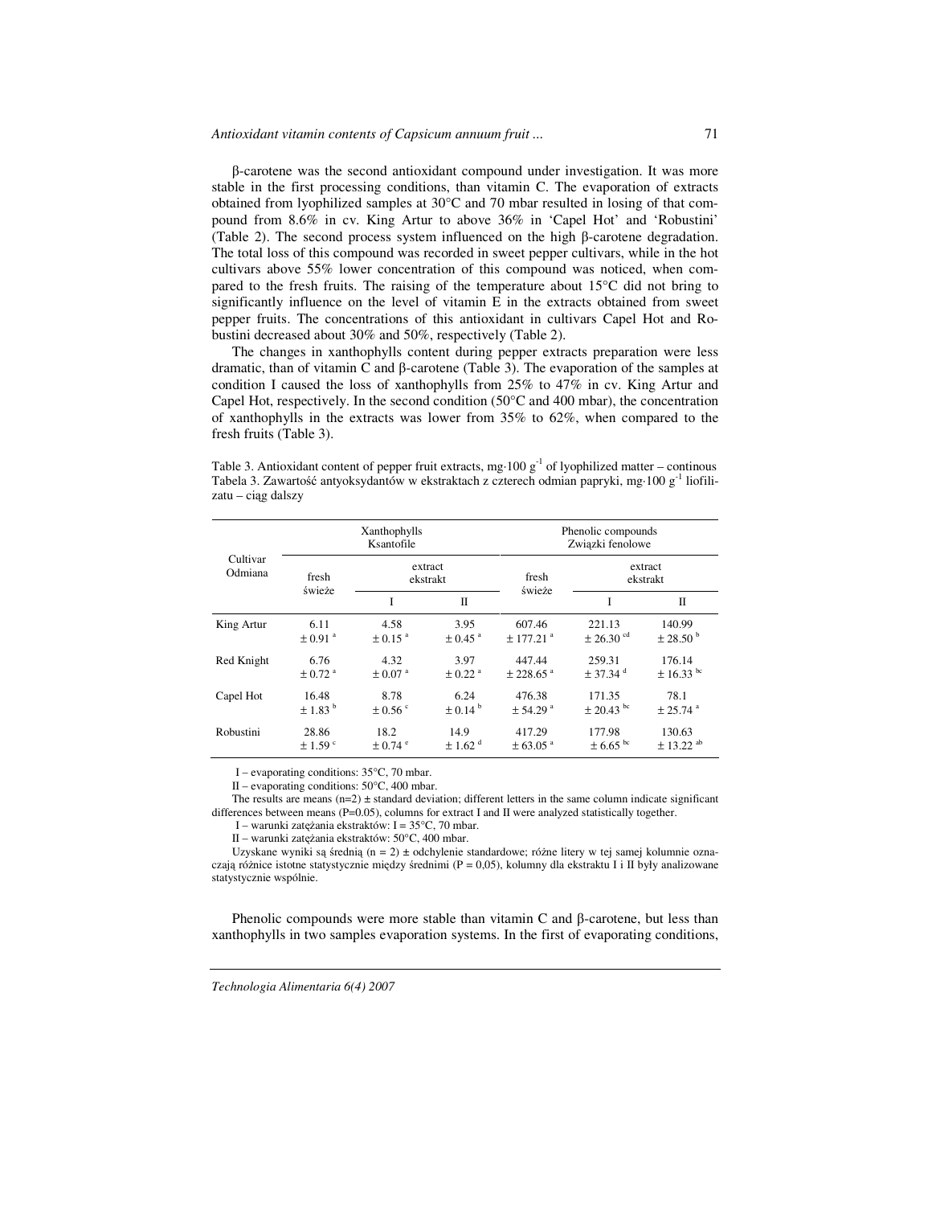β-carotene was the second antioxidant compound under investigation. It was more stable in the first processing conditions, than vitamin C. The evaporation of extracts obtained from lyophilized samples at 30°C and 70 mbar resulted in losing of that compound from 8.6% in cv. King Artur to above 36% in 'Capel Hot' and 'Robustini' (Table 2). The second process system influenced on the high β-carotene degradation. The total loss of this compound was recorded in sweet pepper cultivars, while in the hot cultivars above 55% lower concentration of this compound was noticed, when compared to the fresh fruits. The raising of the temperature about 15°C did not bring to significantly influence on the level of vitamin E in the extracts obtained from sweet pepper fruits. The concentrations of this antioxidant in cultivars Capel Hot and Robustini decreased about 30% and 50%, respectively (Table 2).

The changes in xanthophylls content during pepper extracts preparation were less dramatic, than of vitamin C and β-carotene (Table 3). The evaporation of the samples at condition I caused the loss of xanthophylls from 25% to 47% in cv. King Artur and Capel Hot, respectively. In the second condition (50°C and 400 mbar), the concentration of xanthophylls in the extracts was lower from 35% to 62%, when compared to the fresh fruits (Table 3).

Table 3. Antioxidant content of pepper fruit extracts, mg·100 g$^{-1}$ of lyophilized matter – continous
Tabela 3. Zawartość antyoksydantów w ekstraktach z czterech odmian papryki, mg·100 g$^{-1}$ liofilizatu – ciąg dalszy

| Cultivar Odmiana | Xanthophylls Ksantofile | | | Phenolic compounds Związki fenolowe | | |
|---|---|---|---|---|---|---|
| | fresh świeże | extract ekstrakt | | fresh świeże | extract ekstrakt | |
| | | I | II | | I | II |
| King Artur | 6.11 ± 0.91 $^{a}$ | 4.58 ± 0.15 $^{a}$ | 3.95 ± 0.45 $^{a}$ | 607.46 ± 177.21 $^{a}$ | 221.13 ± 26.30 $^{cd}$ | 140.99 ± 28.50 $^{b}$ |
| Red Knight | 6.76 ± 0.72 $^{a}$ | 4.32 ± 0.07 $^{a}$ | 3.97 ± 0.22 $^{a}$ | 447.44 ± 228.65 $^{a}$ | 259.31 ± 37.34 $^{d}$ | 176.14 ± 16.33 $^{bc}$ |
| Capel Hot | 16.48 ± 1.83 $^{b}$ | 8.78 ± 0.56 $^{c}$ | 6.24 ± 0.14 $^{b}$ | 476.38 ± 54.29 $^{a}$ | 171.35 ± 20.43 $^{bc}$ | 78.1 ± 25.74 $^{a}$ |
| Robustini | 28.86 ± 1.59 $^{c}$ | 18.2 ± 0.74 $^{e}$ | 14.9 ± 1.62 $^{d}$ | 417.29 ± 63.05 $^{a}$ | 177.98 ± 6.65 $^{bc}$ | 130.63 ± 13.22 $^{ab}$ |

I – evaporating conditions: 35°C, 70 mbar.

II – evaporating conditions: 50°C, 400 mbar.

The results are means (n=2) ± standard deviation; different letters in the same column indicate significant differences between means (P=0.05), columns for extract I and II were analyzed statistically together.

I – warunki zatężania ekstraktów: I = 35°C, 70 mbar.

II – warunki zatężania ekstraktów: 50°C, 400 mbar.

Uzyskane wyniki są średnią (n = 2) ± odchylenie standardowe; różne litery w tej samej kolumnie oznaczają różnice istotne statystycznie między średnimi (P = 0,05), kolumny dla ekstraktu I i II były analizowane statystycznie wspólnie.

Phenolic compounds were more stable than vitamin C and β-carotene, but less than xanthophylls in two samples evaporation systems. In the first of evaporating conditions,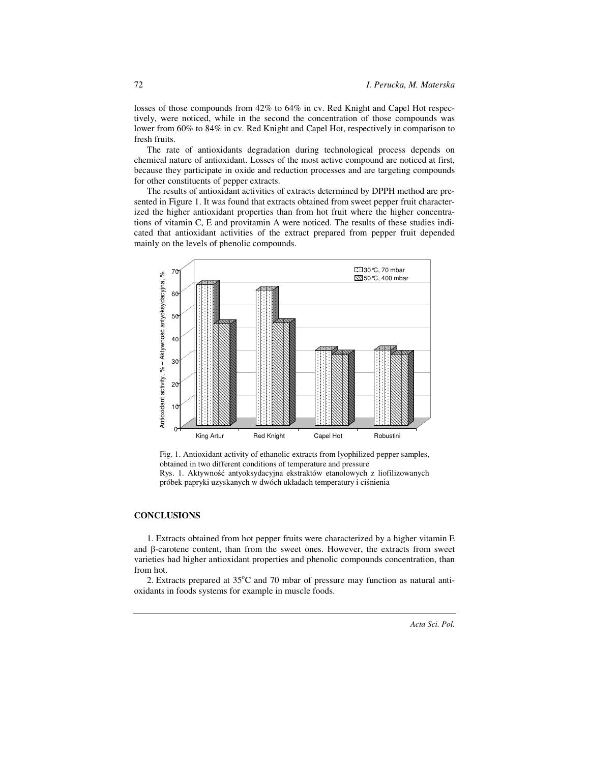losses of those compounds from 42% to 64% in cv. Red Knight and Capel Hot respectively, were noticed, while in the second the concentration of those compounds was lower from 60% to 84% in cv. Red Knight and Capel Hot, respectively in comparison to fresh fruits.

The rate of antioxidants degradation during technological process depends on chemical nature of antioxidant. Losses of the most active compound are noticed at first, because they participate in oxide and reduction processes and are targeting compounds for other constituents of pepper extracts.

The results of antioxidant activities of extracts determined by DPPH method are presented in Figure 1. It was found that extracts obtained from sweet pepper fruit characterized the higher antioxidant properties than from hot fruit where the higher concentrations of vitamin C, E and provitamin A were noticed. The results of these studies indicated that antioxidant activities of the extract prepared from pepper fruit depended mainly on the levels of phenolic compounds.

Fig. 1. Antioxidant activity of ethanolic extracts from lyophilized pepper samples, obtained in two different conditions of temperature and pressure
Rys. 1. Aktywność antyoksydacyjna ekstraktów etanolowych z liofilizowanych próbek papryki uzyskanych w dwóch układach temperatury i ciśnienia

## CONCLUSIONS

1. Extracts obtained from hot pepper fruits were characterized by a higher vitamin E and β-carotene content, than from the sweet ones. However, the extracts from sweet varieties had higher antioxidant properties and phenolic compounds concentration, than from hot.

2. Extracts prepared at 35°C and 70 mbar of pressure may function as natural antioxidants in foods systems for example in muscle foods.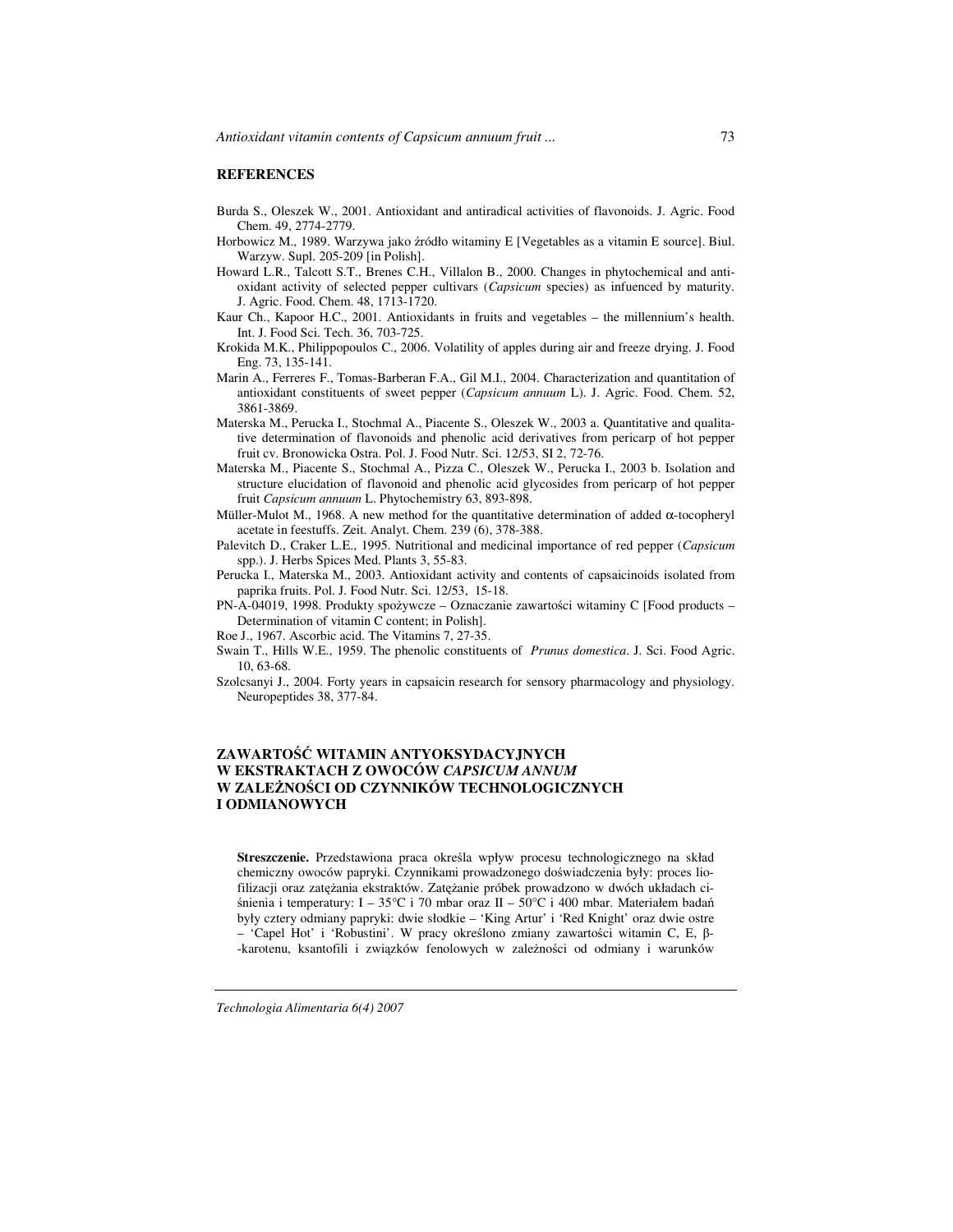## REFERENCES

Burda S., Oleszek W., 2001. Antioxidant and antiradical activities of flavonoids. J. Agric. Food Chem. 49, 2774-2779.

Horbowicz M., 1989. Warzywa jako źródło witaminy E [Vegetables as a vitamin E source]. Biul. Warzyw. Supl. 205-209 [in Polish].

Howard L.R., Talcott S.T., Brenes C.H., Villalon B., 2000. Changes in phytochemical and antioxidant activity of selected pepper cultivars (*Capsicum* species) as infuenced by maturity. J. Agric. Food. Chem. 48, 1713-1720.

Kaur Ch., Kapoor H.C., 2001. Antioxidants in fruits and vegetables – the millennium's health. Int. J. Food Sci. Tech. 36, 703-725.

Krokida M.K., Philippopoulos C., 2006. Volatility of apples during air and freeze drying. J. Food Eng. 73, 135-141.

Marin A., Ferreres F., Tomas-Barberan F.A., Gil M.I., 2004. Characterization and quantitation of antioxidant constituents of sweet pepper (*Capsicum annuum* L). J. Agric. Food. Chem. 52, 3861-3869.

Materska M., Perucka I., Stochmal A., Piacente S., Oleszek W., 2003 a. Quantitative and qualitative determination of flavonoids and phenolic acid derivatives from pericarp of hot pepper fruit cv. Bronowicka Ostra. Pol. J. Food Nutr. Sci. 12/53, SI 2, 72-76.

Materska M., Piacente S., Stochmal A., Pizza C., Oleszek W., Perucka I., 2003 b. Isolation and structure elucidation of flavonoid and phenolic acid glycosides from pericarp of hot pepper fruit *Capsicum annuum* L. Phytochemistry 63, 893-898.

Müller-Mulot M., 1968. A new method for the quantitative determination of added $\alpha$-tocopheryl acetate in feestuffs. Zeit. Analyt. Chem. 239 (6), 378-388.

Palevitch D., Craker L.E., 1995. Nutritional and medicinal importance of red pepper (*Capsicum* spp.). J. Herbs Spices Med. Plants 3, 55-83.

Perucka I., Materska M., 2003. Antioxidant activity and contents of capsaicinoids isolated from paprika fruits. Pol. J. Food Nutr. Sci. 12/53, 15-18.

PN-A-04019, 1998. Produkty spożywcze – Oznaczanie zawartości witaminy C [Food products – Determination of vitamin C content; in Polish].

Roe J., 1967. Ascorbic acid. The Vitamins 7, 27-35.

Swain T., Hills W.E., 1959. The phenolic constituents of *Prunus domestica*. J. Sci. Food Agric. 10, 63-68.

Szolcsanyi J., 2004. Forty years in capsaicin research for sensory pharmacology and physiology. Neuropeptides 38, 377-84.

## ZAWARTOŚĆ WITAMIN ANTYOKSYDACYJNYCH W EKSTRAKTACH Z OWOCÓW *CAPSICUM ANNUM* W ZALEŻNOŚCI OD CZYNNIKÓW TECHNOLOGICZNYCH I ODMIANOWYCH

**Streszczenie.** Przedstawiona praca określa wpływ procesu technologicznego na skład chemiczny owoców papryki. Czynnikami prowadzonego doświadczenia były: proces liofilizacji oraz zatężania ekstraktów. Zatężanie próbek prowadzono w dwóch układach ciśnienia i temperatury: I – 35°C i 70 mbar oraz II – 50°C i 400 mbar. Materiałem badań były cztery odmiany papryki: dwie słodkie – 'King Artur' i 'Red Knight' oraz dwie ostre – 'Capel Hot' i 'Robustini'. W pracy określono zmiany zawartości witamin C, E, $\beta$-karotenu, ksantofili i związków fenolowych w zależności od odmiany i warunków